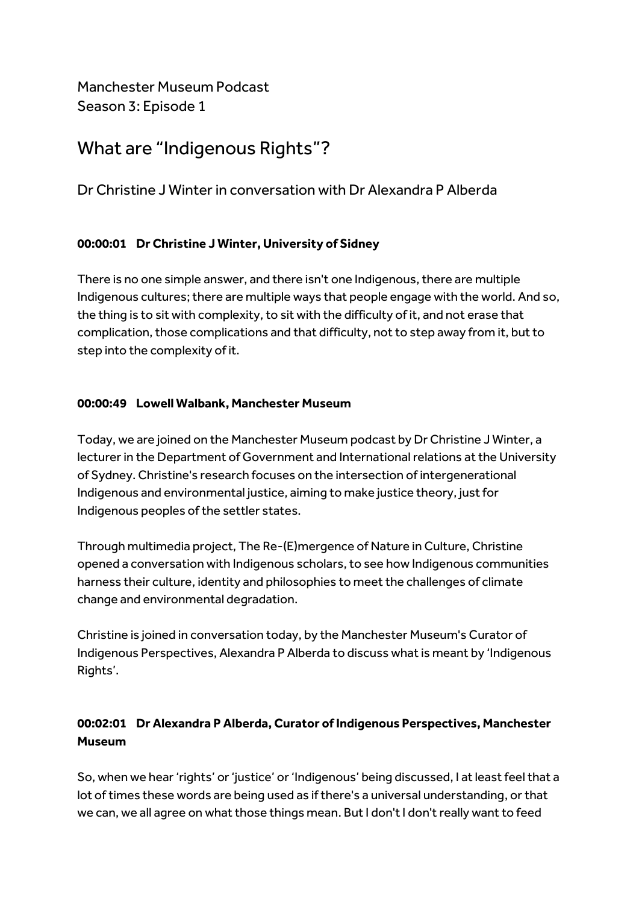Manchester Museum Podcast
Season 3: Episode 1

# What are "Indigenous Rights"?

Dr Christine J Winter in conversation with Dr Alexandra P Alberda

**00:00:01 Dr Christine J Winter, University of Sidney**

There is no one simple answer, and there isn't one Indigenous, there are multiple Indigenous cultures; there are multiple ways that people engage with the world. And so, the thing is to sit with complexity, to sit with the difficulty of it, and not erase that complication, those complications and that difficulty, not to step away from it, but to step into the complexity of it.

**00:00:49 Lowell Walbank, Manchester Museum**

Today, we are joined on the Manchester Museum podcast by Dr Christine J Winter, a lecturer in the Department of Government and International relations at the University of Sydney. Christine's research focuses on the intersection of intergenerational Indigenous and environmental justice, aiming to make justice theory, just for Indigenous peoples of the settler states.

Through multimedia project, The Re-(E)mergence of Nature in Culture, Christine opened a conversation with Indigenous scholars, to see how Indigenous communities harness their culture, identity and philosophies to meet the challenges of climate change and environmental degradation.

Christine is joined in conversation today, by the Manchester Museum's Curator of Indigenous Perspectives, Alexandra P Alberda to discuss what is meant by 'Indigenous Rights'.

**00:02:01 Dr Alexandra P Alberda, Curator of Indigenous Perspectives, Manchester Museum**

So, when we hear 'rights' or 'justice' or 'Indigenous' being discussed, I at least feel that a lot of times these words are being used as if there's a universal understanding, or that we can, we all agree on what those things mean. But I don't I don't really want to feed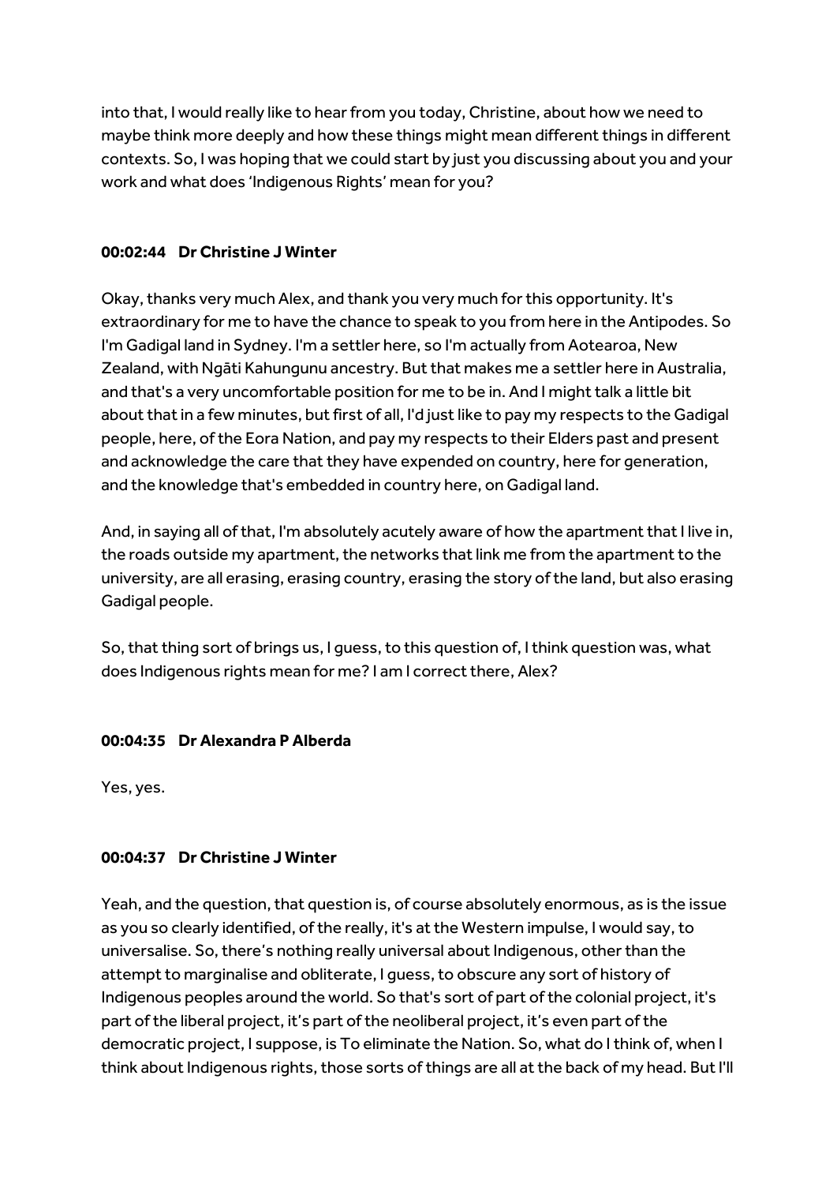into that, I would really like to hear from you today, Christine, about how we need to maybe think more deeply and how these things might mean different things in different contexts. So, I was hoping that we could start by just you discussing about you and your work and what does 'Indigenous Rights' mean for you?

**00:02:44 Dr Christine J Winter**

Okay, thanks very much Alex, and thank you very much for this opportunity. It's extraordinary for me to have the chance to speak to you from here in the Antipodes. So I'm Gadigal land in Sydney. I'm a settler here, so I'm actually from Aotearoa, New Zealand, with Ngāti Kahungunu ancestry. But that makes me a settler here in Australia, and that's a very uncomfortable position for me to be in. And I might talk a little bit about that in a few minutes, but first of all, I'd just like to pay my respects to the Gadigal people, here, of the Eora Nation, and pay my respects to their Elders past and present and acknowledge the care that they have expended on country, here for generation, and the knowledge that's embedded in country here, on Gadigal land.

And, in saying all of that, I'm absolutely acutely aware of how the apartment that I live in, the roads outside my apartment, the networks that link me from the apartment to the university, are all erasing, erasing country, erasing the story of the land, but also erasing Gadigal people.

So, that thing sort of brings us, I guess, to this question of, I think question was, what does Indigenous rights mean for me? I am I correct there, Alex?

**00:04:35 Dr Alexandra P Alberda**

Yes, yes.

**00:04:37 Dr Christine J Winter**

Yeah, and the question, that question is, of course absolutely enormous, as is the issue as you so clearly identified, of the really, it's at the Western impulse, I would say, to universalise. So, there's nothing really universal about Indigenous, other than the attempt to marginalise and obliterate, I guess, to obscure any sort of history of Indigenous peoples around the world. So that's sort of part of the colonial project, it's part of the liberal project, it's part of the neoliberal project, it's even part of the democratic project, I suppose, is To eliminate the Nation. So, what do I think of, when I think about Indigenous rights, those sorts of things are all at the back of my head. But I'll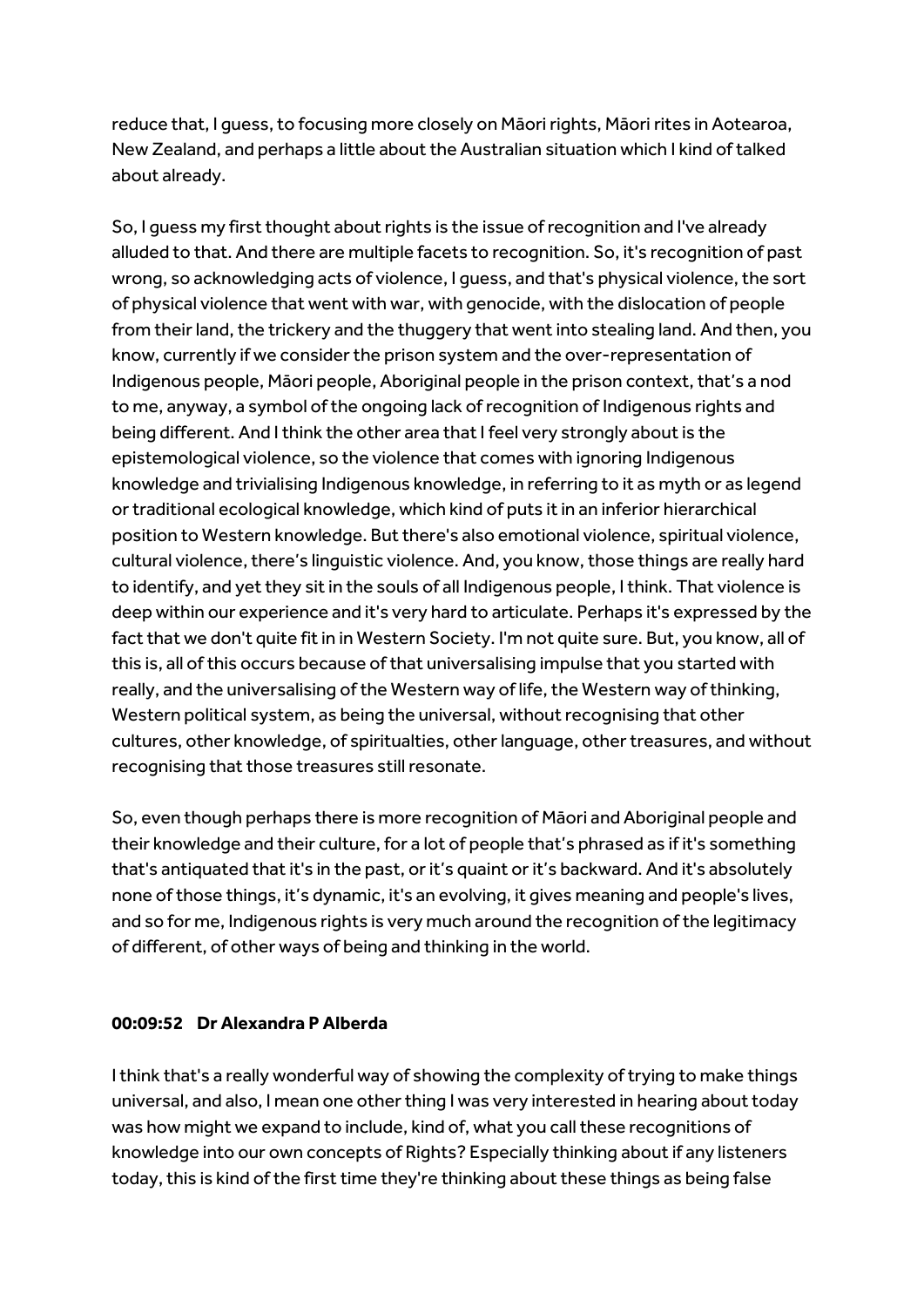reduce that, I guess, to focusing more closely on Māori rights, Māori rites in Aotearoa, New Zealand, and perhaps a little about the Australian situation which I kind of talked about already.

So, I guess my first thought about rights is the issue of recognition and I've already alluded to that. And there are multiple facets to recognition. So, it's recognition of past wrong, so acknowledging acts of violence, I guess, and that's physical violence, the sort of physical violence that went with war, with genocide, with the dislocation of people from their land, the trickery and the thuggery that went into stealing land. And then, you know, currently if we consider the prison system and the over-representation of Indigenous people, Māori people, Aboriginal people in the prison context, that's a nod to me, anyway, a symbol of the ongoing lack of recognition of Indigenous rights and being different. And I think the other area that I feel very strongly about is the epistemological violence, so the violence that comes with ignoring Indigenous knowledge and trivialising Indigenous knowledge, in referring to it as myth or as legend or traditional ecological knowledge, which kind of puts it in an inferior hierarchical position to Western knowledge. But there's also emotional violence, spiritual violence, cultural violence, there's linguistic violence. And, you know, those things are really hard to identify, and yet they sit in the souls of all Indigenous people, I think. That violence is deep within our experience and it's very hard to articulate. Perhaps it's expressed by the fact that we don't quite fit in in Western Society. I'm not quite sure. But, you know, all of this is, all of this occurs because of that universalising impulse that you started with really, and the universalising of the Western way of life, the Western way of thinking, Western political system, as being the universal, without recognising that other cultures, other knowledge, of spiritualties, other language, other treasures, and without recognising that those treasures still resonate.

So, even though perhaps there is more recognition of Māori and Aboriginal people and their knowledge and their culture, for a lot of people that's phrased as if it's something that's antiquated that it's in the past, or it's quaint or it's backward. And it's absolutely none of those things, it's dynamic, it's an evolving, it gives meaning and people's lives, and so for me, Indigenous rights is very much around the recognition of the legitimacy of different, of other ways of being and thinking in the world.

**00:09:52 Dr Alexandra P Alberda**

I think that's a really wonderful way of showing the complexity of trying to make things universal, and also, I mean one other thing I was very interested in hearing about today was how might we expand to include, kind of, what you call these recognitions of knowledge into our own concepts of Rights? Especially thinking about if any listeners today, this is kind of the first time they're thinking about these things as being false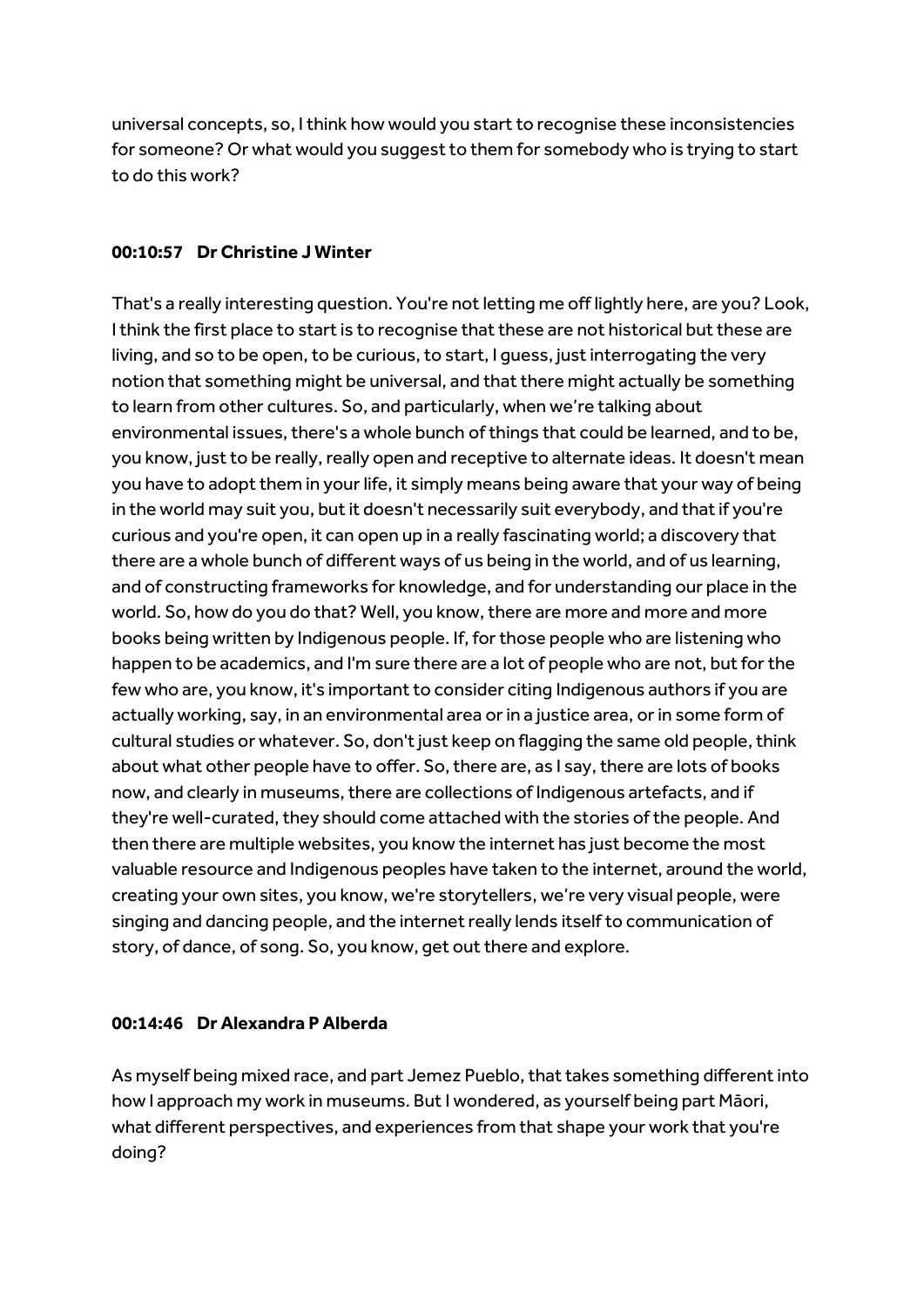universal concepts, so, I think how would you start to recognise these inconsistencies for someone? Or what would you suggest to them for somebody who is trying to start to do this work?

**00:10:57 Dr Christine J Winter**

That's a really interesting question. You're not letting me off lightly here, are you? Look, I think the first place to start is to recognise that these are not historical but these are living, and so to be open, to be curious, to start, I guess, just interrogating the very notion that something might be universal, and that there might actually be something to learn from other cultures. So, and particularly, when we're talking about environmental issues, there's a whole bunch of things that could be learned, and to be, you know, just to be really, really open and receptive to alternate ideas. It doesn't mean you have to adopt them in your life, it simply means being aware that your way of being in the world may suit you, but it doesn't necessarily suit everybody, and that if you're curious and you're open, it can open up in a really fascinating world; a discovery that there are a whole bunch of different ways of us being in the world, and of us learning, and of constructing frameworks for knowledge, and for understanding our place in the world. So, how do you do that? Well, you know, there are more and more and more books being written by Indigenous people. If, for those people who are listening who happen to be academics, and I'm sure there are a lot of people who are not, but for the few who are, you know, it's important to consider citing Indigenous authors if you are actually working, say, in an environmental area or in a justice area, or in some form of cultural studies or whatever. So, don't just keep on flagging the same old people, think about what other people have to offer. So, there are, as I say, there are lots of books now, and clearly in museums, there are collections of Indigenous artefacts, and if they're well-curated, they should come attached with the stories of the people. And then there are multiple websites, you know the internet has just become the most valuable resource and Indigenous peoples have taken to the internet, around the world, creating your own sites, you know, we're storytellers, we're very visual people, were singing and dancing people, and the internet really lends itself to communication of story, of dance, of song. So, you know, get out there and explore.

**00:14:46 Dr Alexandra P Alberda**

As myself being mixed race, and part Jemez Pueblo, that takes something different into how I approach my work in museums. But I wondered, as yourself being part Māori, what different perspectives, and experiences from that shape your work that you're doing?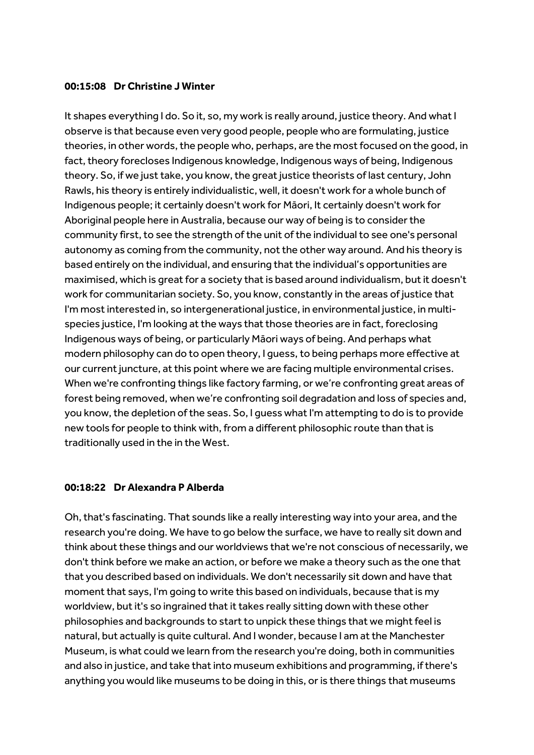**00:15:08 Dr Christine J Winter**

It shapes everything I do. So it, so, my work is really around, justice theory. And what I observe is that because even very good people, people who are formulating, justice theories, in other words, the people who, perhaps, are the most focused on the good, in fact, theory forecloses Indigenous knowledge, Indigenous ways of being, Indigenous theory. So, if we just take, you know, the great justice theorists of last century, John Rawls, his theory is entirely individualistic, well, it doesn't work for a whole bunch of Indigenous people; it certainly doesn't work for Māori, It certainly doesn't work for Aboriginal people here in Australia, because our way of being is to consider the community first, to see the strength of the unit of the individual to see one's personal autonomy as coming from the community, not the other way around. And his theory is based entirely on the individual, and ensuring that the individual's opportunities are maximised, which is great for a society that is based around individualism, but it doesn't work for communitarian society. So, you know, constantly in the areas of justice that I'm most interested in, so intergenerational justice, in environmental justice, in multi-species justice, I'm looking at the ways that those theories are in fact, foreclosing Indigenous ways of being, or particularly Māori ways of being. And perhaps what modern philosophy can do to open theory, I guess, to being perhaps more effective at our current juncture, at this point where we are facing multiple environmental crises. When we're confronting things like factory farming, or we're confronting great areas of forest being removed, when we're confronting soil degradation and loss of species and, you know, the depletion of the seas. So, I guess what I'm attempting to do is to provide new tools for people to think with, from a different philosophic route than that is traditionally used in the in the West.

**00:18:22 Dr Alexandra P Alberda**

Oh, that's fascinating. That sounds like a really interesting way into your area, and the research you're doing. We have to go below the surface, we have to really sit down and think about these things and our worldviews that we're not conscious of necessarily, we don't think before we make an action, or before we make a theory such as the one that that you described based on individuals. We don't necessarily sit down and have that moment that says, I'm going to write this based on individuals, because that is my worldview, but it's so ingrained that it takes really sitting down with these other philosophies and backgrounds to start to unpick these things that we might feel is natural, but actually is quite cultural. And I wonder, because I am at the Manchester Museum, is what could we learn from the research you're doing, both in communities and also in justice, and take that into museum exhibitions and programming, if there's anything you would like museums to be doing in this, or is there things that museums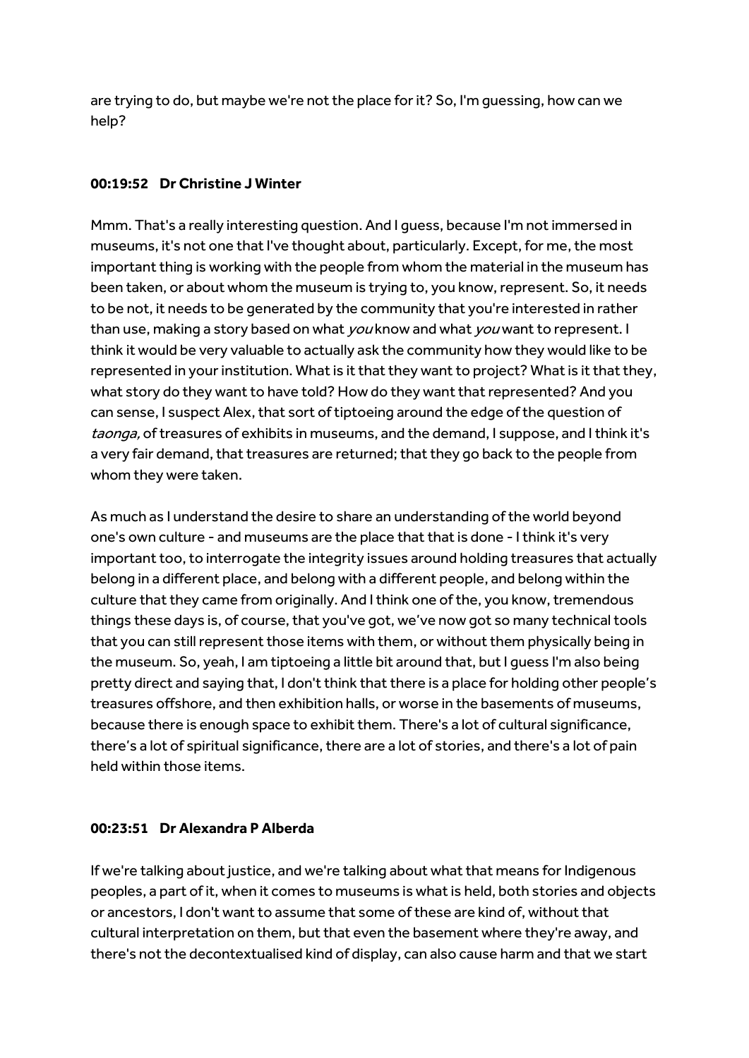are trying to do, but maybe we're not the place for it? So, I'm guessing, how can we help?

**00:19:52 Dr Christine J Winter**

Mmm. That's a really interesting question. And I guess, because I'm not immersed in museums, it's not one that I've thought about, particularly. Except, for me, the most important thing is working with the people from whom the material in the museum has been taken, or about whom the museum is trying to, you know, represent. So, it needs to be not, it needs to be generated by the community that you're interested in rather than use, making a story based on what *you* know and what *you* want to represent. I think it would be very valuable to actually ask the community how they would like to be represented in your institution. What is it that they want to project? What is it that they, what story do they want to have told? How do they want that represented? And you can sense, I suspect Alex, that sort of tiptoeing around the edge of the question of *taonga,* of treasures of exhibits in museums, and the demand, I suppose, and I think it's a very fair demand, that treasures are returned; that they go back to the people from whom they were taken.

As much as I understand the desire to share an understanding of the world beyond one's own culture - and museums are the place that that is done - I think it's very important too, to interrogate the integrity issues around holding treasures that actually belong in a different place, and belong with a different people, and belong within the culture that they came from originally. And I think one of the, you know, tremendous things these days is, of course, that you've got, we've now got so many technical tools that you can still represent those items with them, or without them physically being in the museum. So, yeah, I am tiptoeing a little bit around that, but I guess I'm also being pretty direct and saying that, I don't think that there is a place for holding other people's treasures offshore, and then exhibition halls, or worse in the basements of museums, because there is enough space to exhibit them. There's a lot of cultural significance, there's a lot of spiritual significance, there are a lot of stories, and there's a lot of pain held within those items.

**00:23:51 Dr Alexandra P Alberda**

If we're talking about justice, and we're talking about what that means for Indigenous peoples, a part of it, when it comes to museums is what is held, both stories and objects or ancestors, I don't want to assume that some of these are kind of, without that cultural interpretation on them, but that even the basement where they're away, and there's not the decontextualised kind of display, can also cause harm and that we start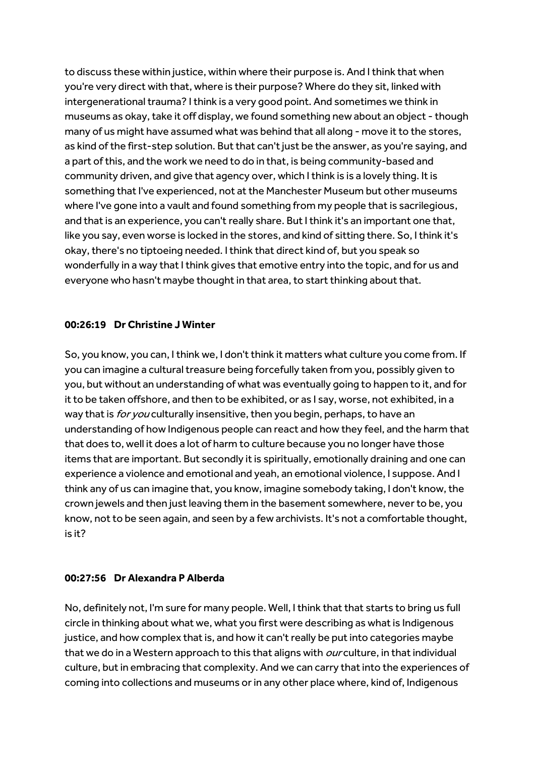to discuss these within justice, within where their purpose is. And I think that when you're very direct with that, where is their purpose? Where do they sit, linked with intergenerational trauma? I think is a very good point. And sometimes we think in museums as okay, take it off display, we found something new about an object - though many of us might have assumed what was behind that all along - move it to the stores, as kind of the first-step solution. But that can't just be the answer, as you're saying, and a part of this, and the work we need to do in that, is being community-based and community driven, and give that agency over, which I think is is a lovely thing. It is something that I've experienced, not at the Manchester Museum but other museums where I've gone into a vault and found something from my people that is sacrilegious, and that is an experience, you can't really share. But I think it's an important one that, like you say, even worse is locked in the stores, and kind of sitting there. So, I think it's okay, there's no tiptoeing needed. I think that direct kind of, but you speak so wonderfully in a way that I think gives that emotive entry into the topic, and for us and everyone who hasn't maybe thought in that area, to start thinking about that.

**00:26:19 Dr Christine J Winter**

So, you know, you can, I think we, I don't think it matters what culture you come from. If you can imagine a cultural treasure being forcefully taken from you, possibly given to you, but without an understanding of what was eventually going to happen to it, and for it to be taken offshore, and then to be exhibited, or as I say, worse, not exhibited, in a way that is *for you* culturally insensitive, then you begin, perhaps, to have an understanding of how Indigenous people can react and how they feel, and the harm that that does to, well it does a lot of harm to culture because you no longer have those items that are important. But secondly it is spiritually, emotionally draining and one can experience a violence and emotional and yeah, an emotional violence, I suppose. And I think any of us can imagine that, you know, imagine somebody taking, I don't know, the crown jewels and then just leaving them in the basement somewhere, never to be, you know, not to be seen again, and seen by a few archivists. It's not a comfortable thought, is it?

**00:27:56 Dr Alexandra P Alberda**

No, definitely not, I'm sure for many people. Well, I think that that starts to bring us full circle in thinking about what we, what you first were describing as what is Indigenous justice, and how complex that is, and how it can't really be put into categories maybe that we do in a Western approach to this that aligns with *our* culture, in that individual culture, but in embracing that complexity. And we can carry that into the experiences of coming into collections and museums or in any other place where, kind of, Indigenous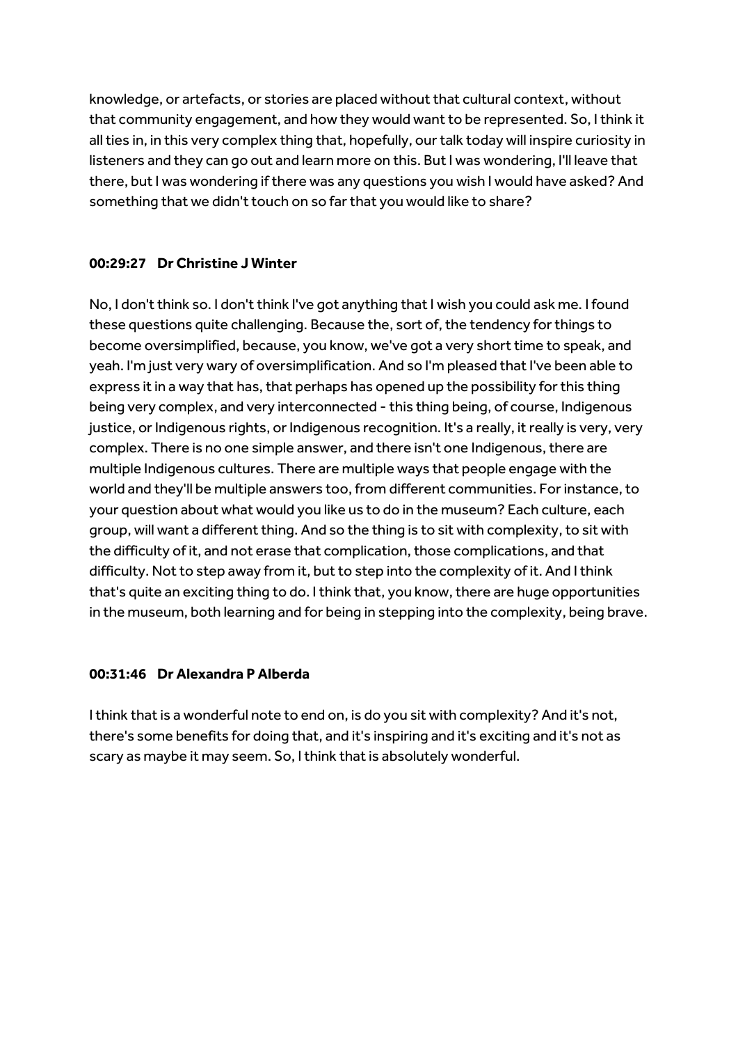knowledge, or artefacts, or stories are placed without that cultural context, without that community engagement, and how they would want to be represented. So, I think it all ties in, in this very complex thing that, hopefully, our talk today will inspire curiosity in listeners and they can go out and learn more on this. But I was wondering, I'll leave that there, but I was wondering if there was any questions you wish I would have asked? And something that we didn't touch on so far that you would like to share?

**00:29:27 Dr Christine J Winter**

No, I don't think so. I don't think I've got anything that I wish you could ask me. I found these questions quite challenging. Because the, sort of, the tendency for things to become oversimplified, because, you know, we've got a very short time to speak, and yeah. I'm just very wary of oversimplification. And so I'm pleased that I've been able to express it in a way that has, that perhaps has opened up the possibility for this thing being very complex, and very interconnected - this thing being, of course, Indigenous justice, or Indigenous rights, or Indigenous recognition. It's a really, it really is very, very complex. There is no one simple answer, and there isn't one Indigenous, there are multiple Indigenous cultures. There are multiple ways that people engage with the world and they'll be multiple answers too, from different communities. For instance, to your question about what would you like us to do in the museum? Each culture, each group, will want a different thing. And so the thing is to sit with complexity, to sit with the difficulty of it, and not erase that complication, those complications, and that difficulty. Not to step away from it, but to step into the complexity of it. And I think that's quite an exciting thing to do. I think that, you know, there are huge opportunities in the museum, both learning and for being in stepping into the complexity, being brave.

**00:31:46 Dr Alexandra P Alberda**

I think that is a wonderful note to end on, is do you sit with complexity? And it's not, there's some benefits for doing that, and it's inspiring and it's exciting and it's not as scary as maybe it may seem. So, I think that is absolutely wonderful.